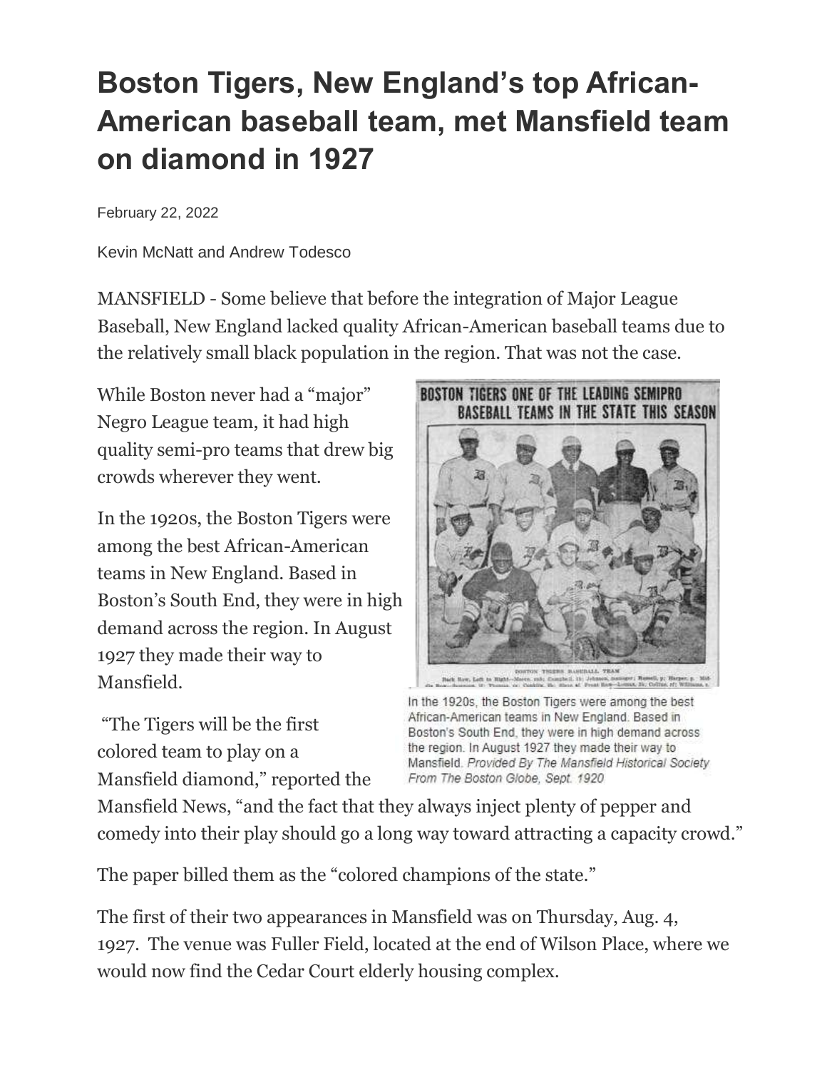# Boston Tigers, New England's top African-American baseball team, met Mansfield team on diamond in 1927

February 22, 2022

Kevin McNatt and Andrew Todesco

MANSFIELD - Some believe that before the integration of Major League Baseball, New England lacked quality African-American baseball teams due to the relatively small black population in the region. That was not the case.

While Boston never had a "major" Negro League team, it had high quality semi-pro teams that drew big crowds wherever they went.

In the 1920s, the Boston Tigers were among the best African-American teams in New England. Based in Boston's South End, they were in high demand across the region. In August 1927 they made their way to Mansfield.

In the 1920s, the Boston Tigers were among the best African-American teams in New England. Based in Boston's South End, they were in high demand across the region. In August 1927 they made their way to Mansfield. *Provided By The Mansfield Historical Society From The Boston Globe, Sept. 1920*

"The Tigers will be the first colored team to play on a Mansfield diamond," reported the Mansfield News, "and the fact that they always inject plenty of pepper and comedy into their play should go a long way toward attracting a capacity crowd."

The paper billed them as the "colored champions of the state."

The first of their two appearances in Mansfield was on Thursday, Aug. 4, 1927. The venue was Fuller Field, located at the end of Wilson Place, where we would now find the Cedar Court elderly housing complex.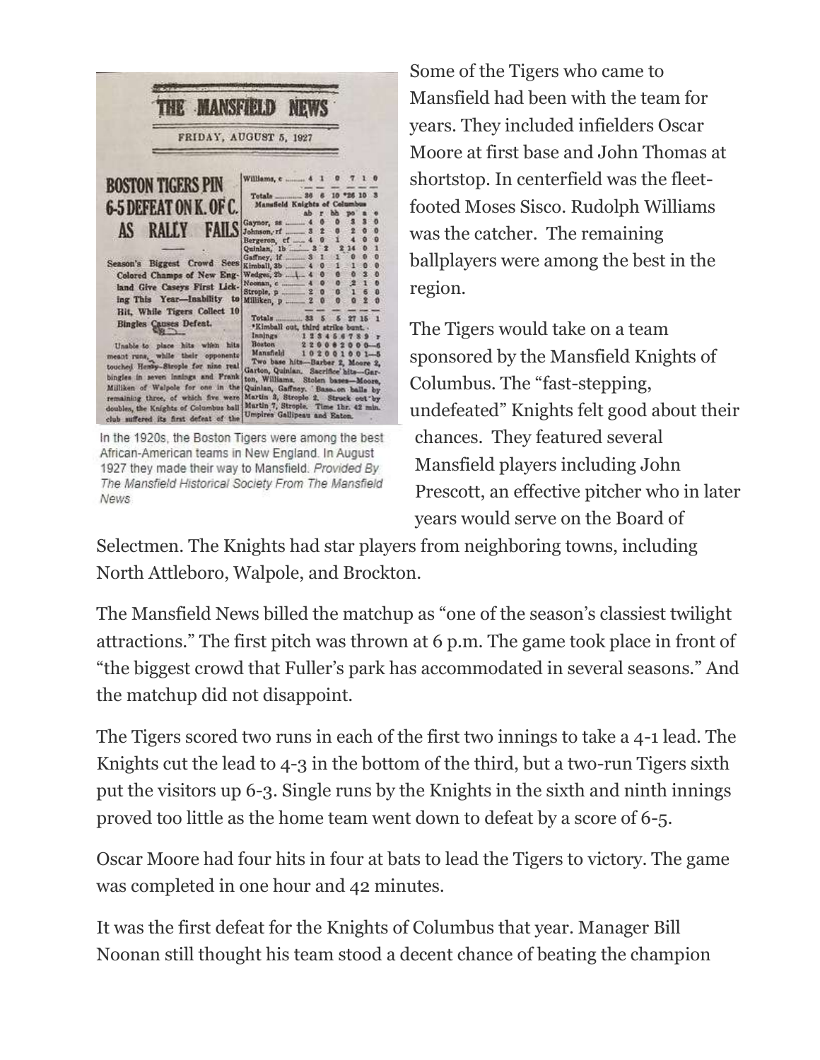In the 1920s, the Boston Tigers were among the best African-American teams in New England. In August 1927 they made their way to Mansfield. *Provided By The Mansfield Historical Society From The Mansfield News*

Some of the Tigers who came to Mansfield had been with the team for years. They included infielders Oscar Moore at first base and John Thomas at shortstop. In centerfield was the fleet-footed Moses Sisco. Rudolph Williams was the catcher. The remaining ballplayers were among the best in the region.

The Tigers would take on a team sponsored by the Mansfield Knights of Columbus. The "fast-stepping, undefeated" Knights felt good about their chances. They featured several Mansfield players including John Prescott, an effective pitcher who in later years would serve on the Board of Selectmen. The Knights had star players from neighboring towns, including North Attleboro, Walpole, and Brockton.

The Mansfield News billed the matchup as "one of the season's classiest twilight attractions." The first pitch was thrown at 6 p.m. The game took place in front of "the biggest crowd that Fuller's park has accommodated in several seasons." And the matchup did not disappoint.

The Tigers scored two runs in each of the first two innings to take a 4-1 lead. The Knights cut the lead to 4-3 in the bottom of the third, but a two-run Tigers sixth put the visitors up 6-3. Single runs by the Knights in the sixth and ninth innings proved too little as the home team went down to defeat by a score of 6-5.

Oscar Moore had four hits in four at bats to lead the Tigers to victory. The game was completed in one hour and 42 minutes.

It was the first defeat for the Knights of Columbus that year. Manager Bill Noonan still thought his team stood a decent chance of beating the champion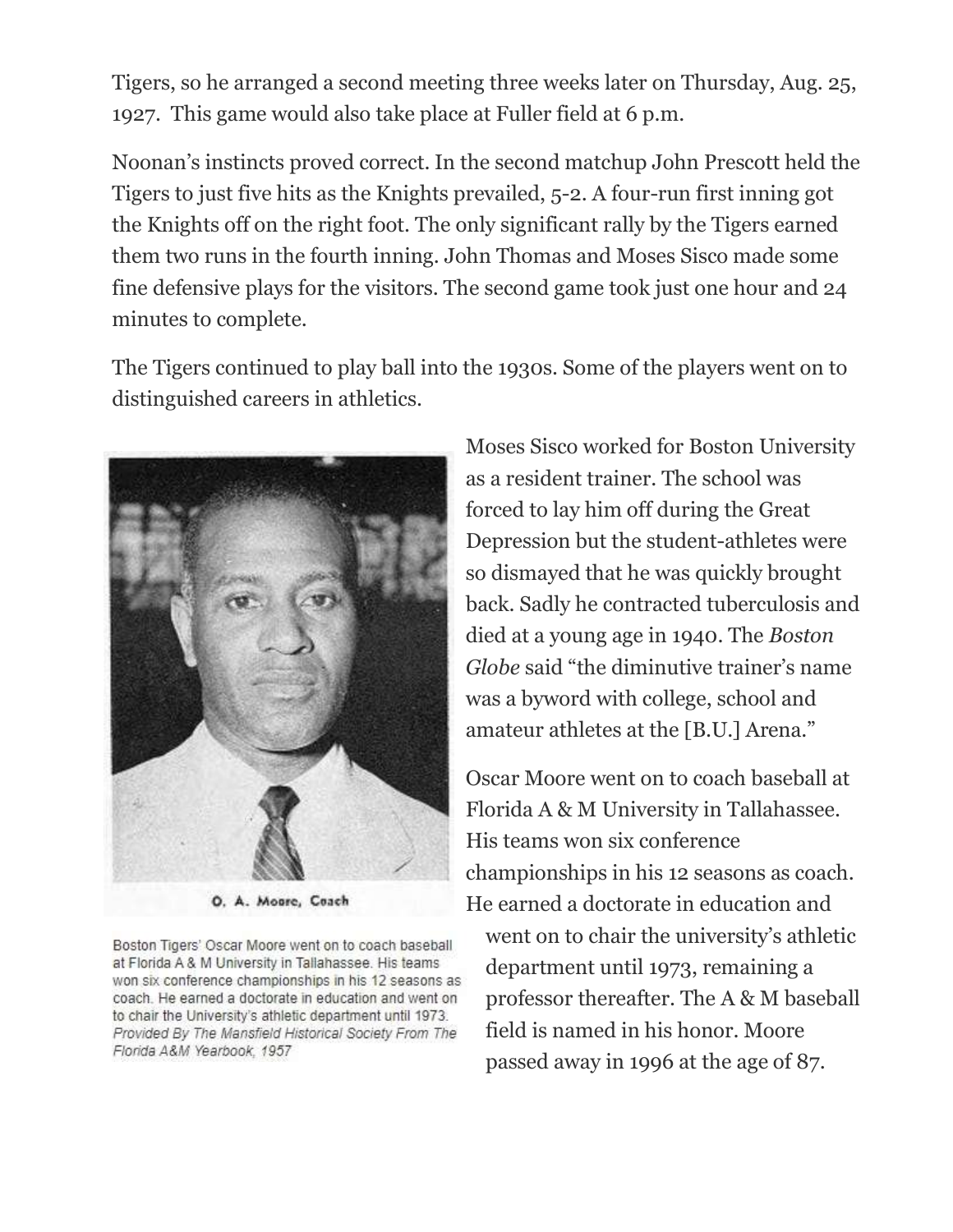Tigers, so he arranged a second meeting three weeks later on Thursday, Aug. 25, 1927. This game would also take place at Fuller field at 6 p.m.

Noonan's instincts proved correct. In the second matchup John Prescott held the Tigers to just five hits as the Knights prevailed, 5-2. A four-run first inning got the Knights off on the right foot. The only significant rally by the Tigers earned them two runs in the fourth inning. John Thomas and Moses Sisco made some fine defensive plays for the visitors. The second game took just one hour and 24 minutes to complete.

The Tigers continued to play ball into the 1930s. Some of the players went on to distinguished careers in athletics.

O. A. Moore, Coach

Boston Tigers' Oscar Moore went on to coach baseball at Florida A & M University in Tallahassee. His teams won six conference championships in his 12 seasons as coach. He earned a doctorate in education and went on to chair the University's athletic department until 1973. *Provided By The Mansfield Historical Society From The Florida A&M Yearbook, 1957*

Moses Sisco worked for Boston University as a resident trainer. The school was forced to lay him off during the Great Depression but the student-athletes were so dismayed that he was quickly brought back. Sadly he contracted tuberculosis and died at a young age in 1940. The *Boston Globe* said "the diminutive trainer's name was a byword with college, school and amateur athletes at the [B.U.] Arena."

Oscar Moore went on to coach baseball at Florida A & M University in Tallahassee. His teams won six conference championships in his 12 seasons as coach. He earned a doctorate in education and went on to chair the university's athletic department until 1973, remaining a professor thereafter. The A & M baseball field is named in his honor. Moore passed away in 1996 at the age of 87.